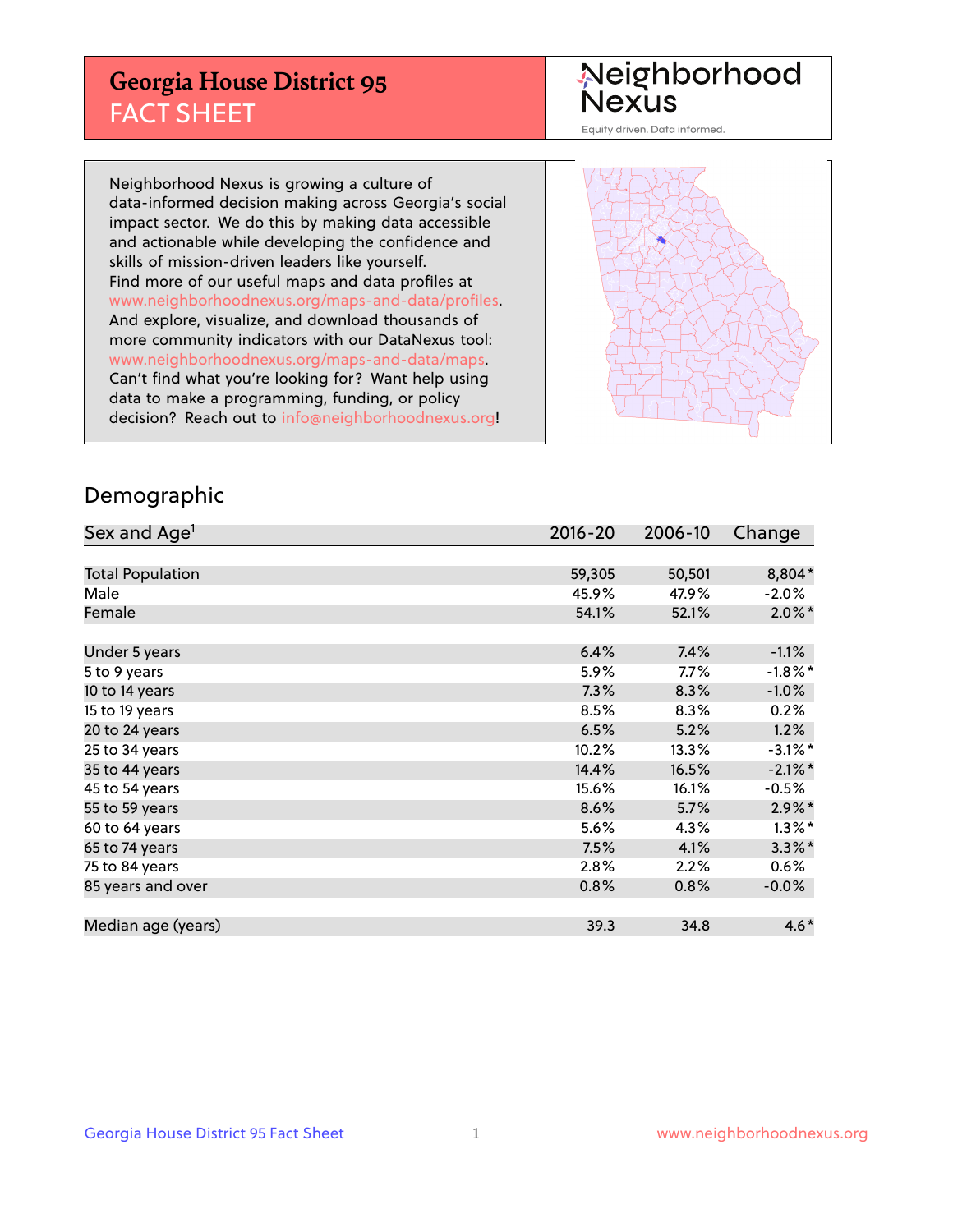# Georgia House District 95
## FACT SHEET

Neighborhood Nexus

Equity driven. Data informed.

Neighborhood Nexus is growing a culture of data-informed decision making across Georgia's social impact sector. We do this by making data accessible and actionable while developing the confidence and skills of mission-driven leaders like yourself. Find more of our useful maps and data profiles at www.neighborhoodnexus.org/maps-and-data/profiles. And explore, visualize, and download thousands of more community indicators with our DataNexus tool: www.neighborhoodnexus.org/maps-and-data/maps. Can't find what you're looking for? Want help using data to make a programming, funding, or policy decision? Reach out to info@neighborhoodnexus.org!

## Demographic

| Sex and Age[1] | 2016-20 | 2006-10 | Change |
|---|---|---|---|
| Total Population | 59,305 | 50,501 | 8,804* |
| Male | 45.9% | 47.9% | -2.0% |
| Female | 54.1% | 52.1% | 2.0%* |
| Under 5 years | 6.4% | 7.4% | -1.1% |
| 5 to 9 years | 5.9% | 7.7% | -1.8%* |
| 10 to 14 years | 7.3% | 8.3% | -1.0% |
| 15 to 19 years | 8.5% | 8.3% | 0.2% |
| 20 to 24 years | 6.5% | 5.2% | 1.2% |
| 25 to 34 years | 10.2% | 13.3% | -3.1%* |
| 35 to 44 years | 14.4% | 16.5% | -2.1%* |
| 45 to 54 years | 15.6% | 16.1% | -0.5% |
| 55 to 59 years | 8.6% | 5.7% | 2.9%* |
| 60 to 64 years | 5.6% | 4.3% | 1.3%* |
| 65 to 74 years | 7.5% | 4.1% | 3.3%* |
| 75 to 84 years | 2.8% | 2.2% | 0.6% |
| 85 years and over | 0.8% | 0.8% | -0.0% |
| Median age (years) | 39.3 | 34.8 | 4.6* |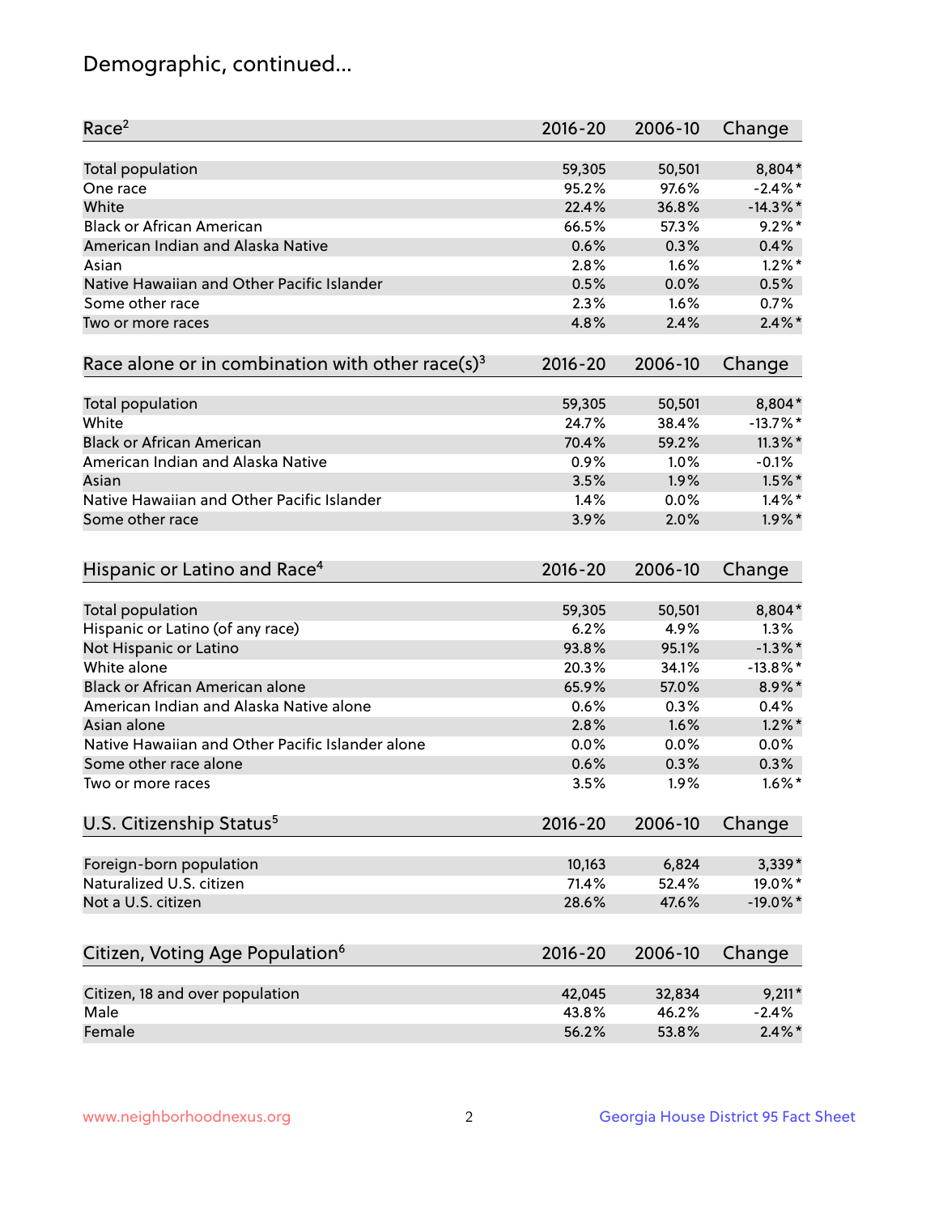## Demographic, continued...

| Race[2] | 2016-20 | 2006-10 | Change |
| --- | --- | --- | --- |
| Total population | 59,305 | 50,501 | 8,804* |
| One race | 95.2% | 97.6% | -2.4%* |
| White | 22.4% | 36.8% | -14.3%* |
| Black or African American | 66.5% | 57.3% | 9.2%* |
| American Indian and Alaska Native | 0.6% | 0.3% | 0.4% |
| Asian | 2.8% | 1.6% | 1.2%* |
| Native Hawaiian and Other Pacific Islander | 0.5% | 0.0% | 0.5% |
| Some other race | 2.3% | 1.6% | 0.7% |
| Two or more races | 4.8% | 2.4% | 2.4%* |

| Race alone or in combination with other race(s)[3] | 2016-20 | 2006-10 | Change |
| --- | --- | --- | --- |
| Total population | 59,305 | 50,501 | 8,804* |
| White | 24.7% | 38.4% | -13.7%* |
| Black or African American | 70.4% | 59.2% | 11.3%* |
| American Indian and Alaska Native | 0.9% | 1.0% | -0.1% |
| Asian | 3.5% | 1.9% | 1.5%* |
| Native Hawaiian and Other Pacific Islander | 1.4% | 0.0% | 1.4%* |
| Some other race | 3.9% | 2.0% | 1.9%* |

| Hispanic or Latino and Race[4] | 2016-20 | 2006-10 | Change |
| --- | --- | --- | --- |
| Total population | 59,305 | 50,501 | 8,804* |
| Hispanic or Latino (of any race) | 6.2% | 4.9% | 1.3% |
| Not Hispanic or Latino | 93.8% | 95.1% | -1.3%* |
| White alone | 20.3% | 34.1% | -13.8%* |
| Black or African American alone | 65.9% | 57.0% | 8.9%* |
| American Indian and Alaska Native alone | 0.6% | 0.3% | 0.4% |
| Asian alone | 2.8% | 1.6% | 1.2%* |
| Native Hawaiian and Other Pacific Islander alone | 0.0% | 0.0% | 0.0% |
| Some other race alone | 0.6% | 0.3% | 0.3% |
| Two or more races | 3.5% | 1.9% | 1.6%* |

| U.S. Citizenship Status[5] | 2016-20 | 2006-10 | Change |
| --- | --- | --- | --- |
| Foreign-born population | 10,163 | 6,824 | 3,339* |
| Naturalized U.S. citizen | 71.4% | 52.4% | 19.0%* |
| Not a U.S. citizen | 28.6% | 47.6% | -19.0%* |

| Citizen, Voting Age Population[6] | 2016-20 | 2006-10 | Change |
| --- | --- | --- | --- |
| Citizen, 18 and over population | 42,045 | 32,834 | 9,211* |
| Male | 43.8% | 46.2% | -2.4% |
| Female | 56.2% | 53.8% | 2.4%* |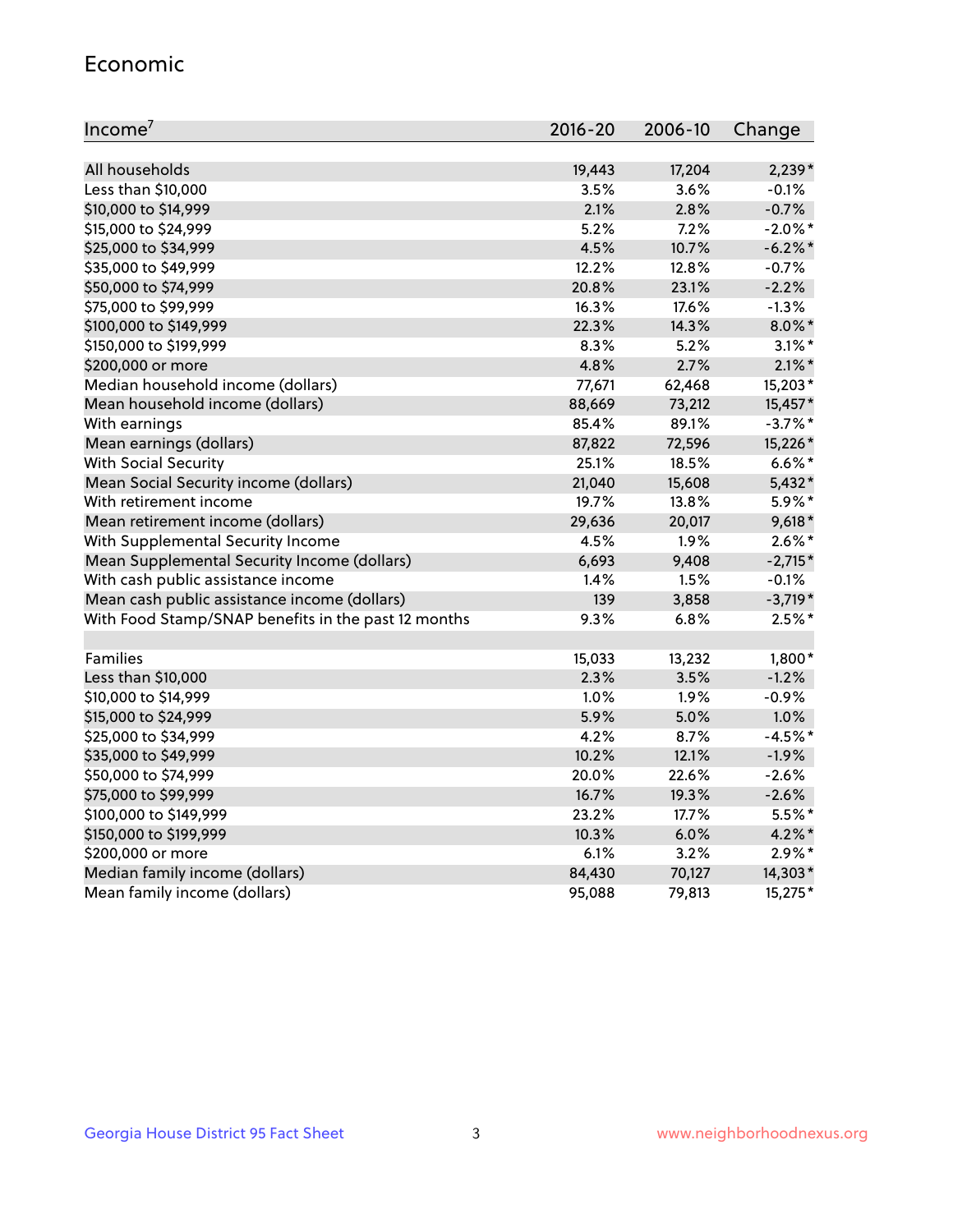## Economic

| Income[7] | 2016-20 | 2006-10 | Change |
|---|---|---|---|
| All households | 19,443 | 17,204 | 2,239* |
| Less than $10,000 | 3.5% | 3.6% | -0.1% |
| $10,000 to $14,999 | 2.1% | 2.8% | -0.7% |
| $15,000 to $24,999 | 5.2% | 7.2% | -2.0%* |
| $25,000 to $34,999 | 4.5% | 10.7% | -6.2%* |
| $35,000 to $49,999 | 12.2% | 12.8% | -0.7% |
| $50,000 to $74,999 | 20.8% | 23.1% | -2.2% |
| $75,000 to $99,999 | 16.3% | 17.6% | -1.3% |
| $100,000 to $149,999 | 22.3% | 14.3% | 8.0%* |
| $150,000 to $199,999 | 8.3% | 5.2% | 3.1%* |
| $200,000 or more | 4.8% | 2.7% | 2.1%* |
| Median household income (dollars) | 77,671 | 62,468 | 15,203* |
| Mean household income (dollars) | 88,669 | 73,212 | 15,457* |
| With earnings | 85.4% | 89.1% | -3.7%* |
| Mean earnings (dollars) | 87,822 | 72,596 | 15,226* |
| With Social Security | 25.1% | 18.5% | 6.6%* |
| Mean Social Security income (dollars) | 21,040 | 15,608 | 5,432* |
| With retirement income | 19.7% | 13.8% | 5.9%* |
| Mean retirement income (dollars) | 29,636 | 20,017 | 9,618* |
| With Supplemental Security Income | 4.5% | 1.9% | 2.6%* |
| Mean Supplemental Security Income (dollars) | 6,693 | 9,408 | -2,715* |
| With cash public assistance income | 1.4% | 1.5% | -0.1% |
| Mean cash public assistance income (dollars) | 139 | 3,858 | -3,719* |
| With Food Stamp/SNAP benefits in the past 12 months | 9.3% | 6.8% | 2.5%* |
| | | | |
| Families | 15,033 | 13,232 | 1,800* |
| Less than $10,000 | 2.3% | 3.5% | -1.2% |
| $10,000 to $14,999 | 1.0% | 1.9% | -0.9% |
| $15,000 to $24,999 | 5.9% | 5.0% | 1.0% |
| $25,000 to $34,999 | 4.2% | 8.7% | -4.5%* |
| $35,000 to $49,999 | 10.2% | 12.1% | -1.9% |
| $50,000 to $74,999 | 20.0% | 22.6% | -2.6% |
| $75,000 to $99,999 | 16.7% | 19.3% | -2.6% |
| $100,000 to $149,999 | 23.2% | 17.7% | 5.5%* |
| $150,000 to $199,999 | 10.3% | 6.0% | 4.2%* |
| $200,000 or more | 6.1% | 3.2% | 2.9%* |
| Median family income (dollars) | 84,430 | 70,127 | 14,303* |
| Mean family income (dollars) | 95,088 | 79,813 | 15,275* |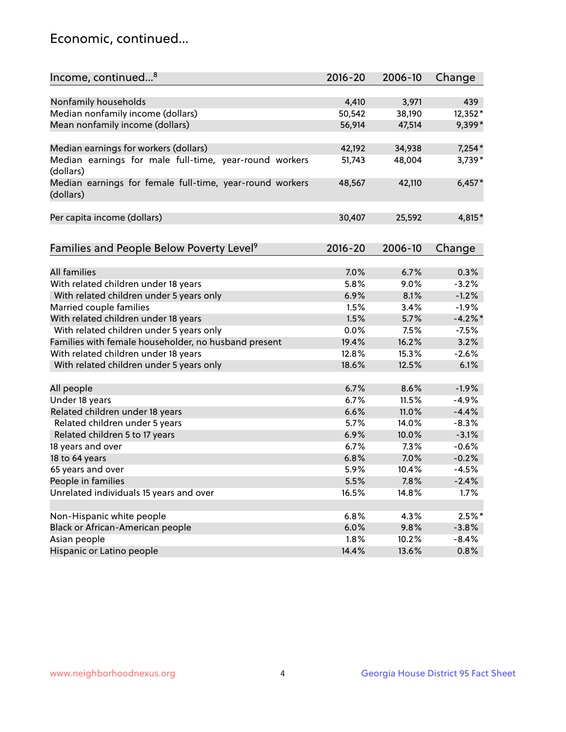# Economic, continued...

| Income, continued...[8] | 2016-20 | 2006-10 | Change |
|---|---|---|---|
| Nonfamily households | 4,410 | 3,971 | 439 |
| Median nonfamily income (dollars) | 50,542 | 38,190 | 12,352* |
| Mean nonfamily income (dollars) | 56,914 | 47,514 | 9,399* |
| Median earnings for workers (dollars) | 42,192 | 34,938 | 7,254* |
| Median earnings for male full-time, year-round workers (dollars) | 51,743 | 48,004 | 3,739* |
| Median earnings for female full-time, year-round workers (dollars) | 48,567 | 42,110 | 6,457* |
| Per capita income (dollars) | 30,407 | 25,592 | 4,815* |

| Families and People Below Poverty Level[9] | 2016-20 | 2006-10 | Change |
|---|---|---|---|
| All families | 7.0% | 6.7% | 0.3% |
| With related children under 18 years | 5.8% | 9.0% | -3.2% |
| With related children under 5 years only | 6.9% | 8.1% | -1.2% |
| Married couple families | 1.5% | 3.4% | -1.9% |
| With related children under 18 years | 1.5% | 5.7% | -4.2%* |
| With related children under 5 years only | 0.0% | 7.5% | -7.5% |
| Families with female householder, no husband present | 19.4% | 16.2% | 3.2% |
| With related children under 18 years | 12.8% | 15.3% | -2.6% |
| With related children under 5 years only | 18.6% | 12.5% | 6.1% |
| All people | 6.7% | 8.6% | -1.9% |
| Under 18 years | 6.7% | 11.5% | -4.9% |
| Related children under 18 years | 6.6% | 11.0% | -4.4% |
| Related children under 5 years | 5.7% | 14.0% | -8.3% |
| Related children 5 to 17 years | 6.9% | 10.0% | -3.1% |
| 18 years and over | 6.7% | 7.3% | -0.6% |
| 18 to 64 years | 6.8% | 7.0% | -0.2% |
| 65 years and over | 5.9% | 10.4% | -4.5% |
| People in families | 5.5% | 7.8% | -2.4% |
| Unrelated individuals 15 years and over | 16.5% | 14.8% | 1.7% |
| Non-Hispanic white people | 6.8% | 4.3% | 2.5%* |
| Black or African-American people | 6.0% | 9.8% | -3.8% |
| Asian people | 1.8% | 10.2% | -8.4% |
| Hispanic or Latino people | 14.4% | 13.6% | 0.8% |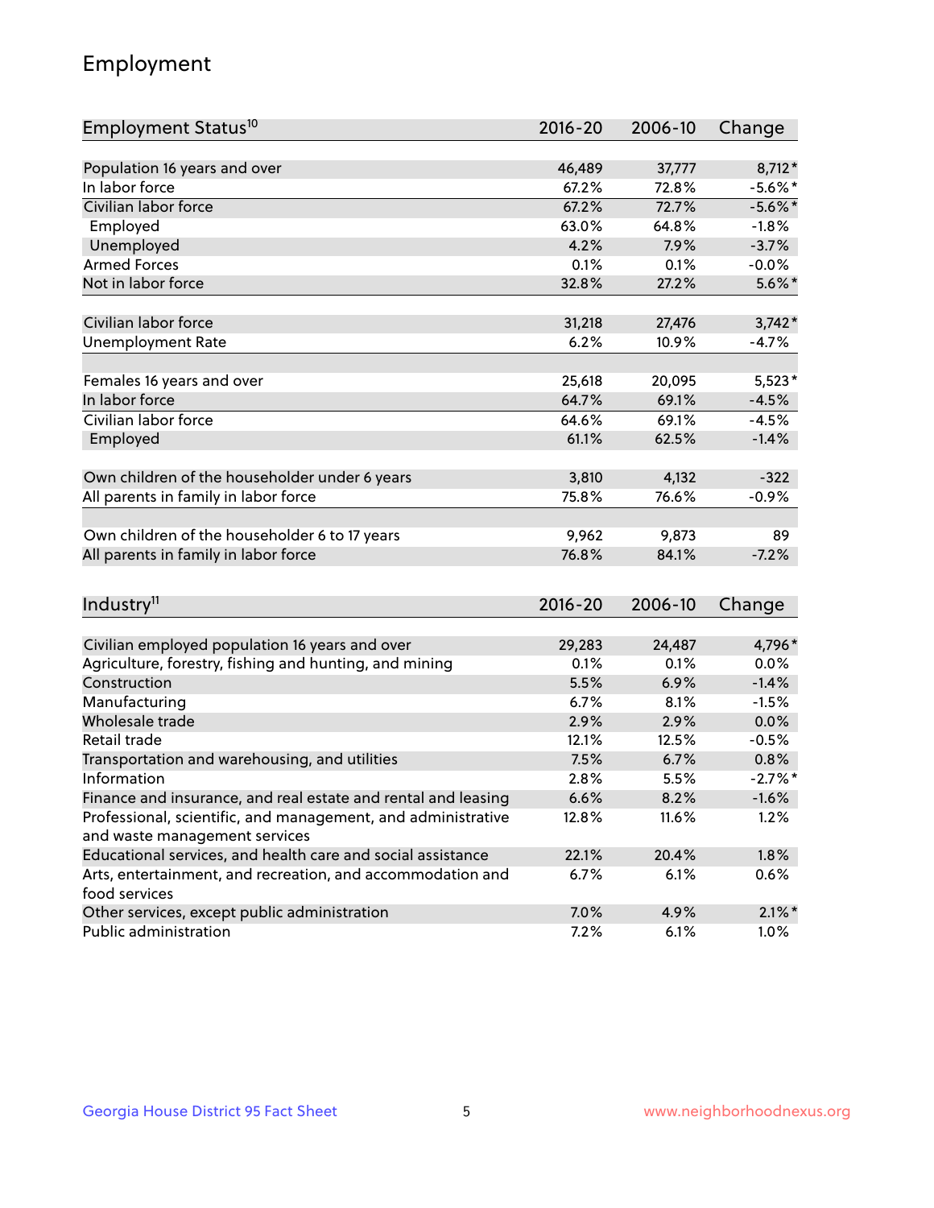## Employment

| Employment Status[10] | 2016-20 | 2006-10 | Change |
|---|---|---|---|
| Population 16 years and over | 46,489 | 37,777 | 8,712* |
| In labor force | 67.2% | 72.8% | -5.6%* |
| Civilian labor force | 67.2% | 72.7% | -5.6%* |
| Employed | 63.0% | 64.8% | -1.8% |
| Unemployed | 4.2% | 7.9% | -3.7% |
| Armed Forces | 0.1% | 0.1% | -0.0% |
| Not in labor force | 32.8% | 27.2% | 5.6%* |
| | | | |
| Civilian labor force | 31,218 | 27,476 | 3,742* |
| Unemployment Rate | 6.2% | 10.9% | -4.7% |
| | | | |
| Females 16 years and over | 25,618 | 20,095 | 5,523* |
| In labor force | 64.7% | 69.1% | -4.5% |
| Civilian labor force | 64.6% | 69.1% | -4.5% |
| Employed | 61.1% | 62.5% | -1.4% |
| | | | |
| Own children of the householder under 6 years | 3,810 | 4,132 | -322 |
| All parents in family in labor force | 75.8% | 76.6% | -0.9% |
| | | | |
| Own children of the householder 6 to 17 years | 9,962 | 9,873 | 89 |
| All parents in family in labor force | 76.8% | 84.1% | -7.2% |

| Industry[11] | 2016-20 | 2006-10 | Change |
|---|---|---|---|
| Civilian employed population 16 years and over | 29,283 | 24,487 | 4,796* |
| Agriculture, forestry, fishing and hunting, and mining | 0.1% | 0.1% | 0.0% |
| Construction | 5.5% | 6.9% | -1.4% |
| Manufacturing | 6.7% | 8.1% | -1.5% |
| Wholesale trade | 2.9% | 2.9% | 0.0% |
| Retail trade | 12.1% | 12.5% | -0.5% |
| Transportation and warehousing, and utilities | 7.5% | 6.7% | 0.8% |
| Information | 2.8% | 5.5% | -2.7%* |
| Finance and insurance, and real estate and rental and leasing | 6.6% | 8.2% | -1.6% |
| Professional, scientific, and management, and administrative and waste management services | 12.8% | 11.6% | 1.2% |
| Educational services, and health care and social assistance | 22.1% | 20.4% | 1.8% |
| Arts, entertainment, and recreation, and accommodation and food services | 6.7% | 6.1% | 0.6% |
| Other services, except public administration | 7.0% | 4.9% | 2.1%* |
| Public administration | 7.2% | 6.1% | 1.0% |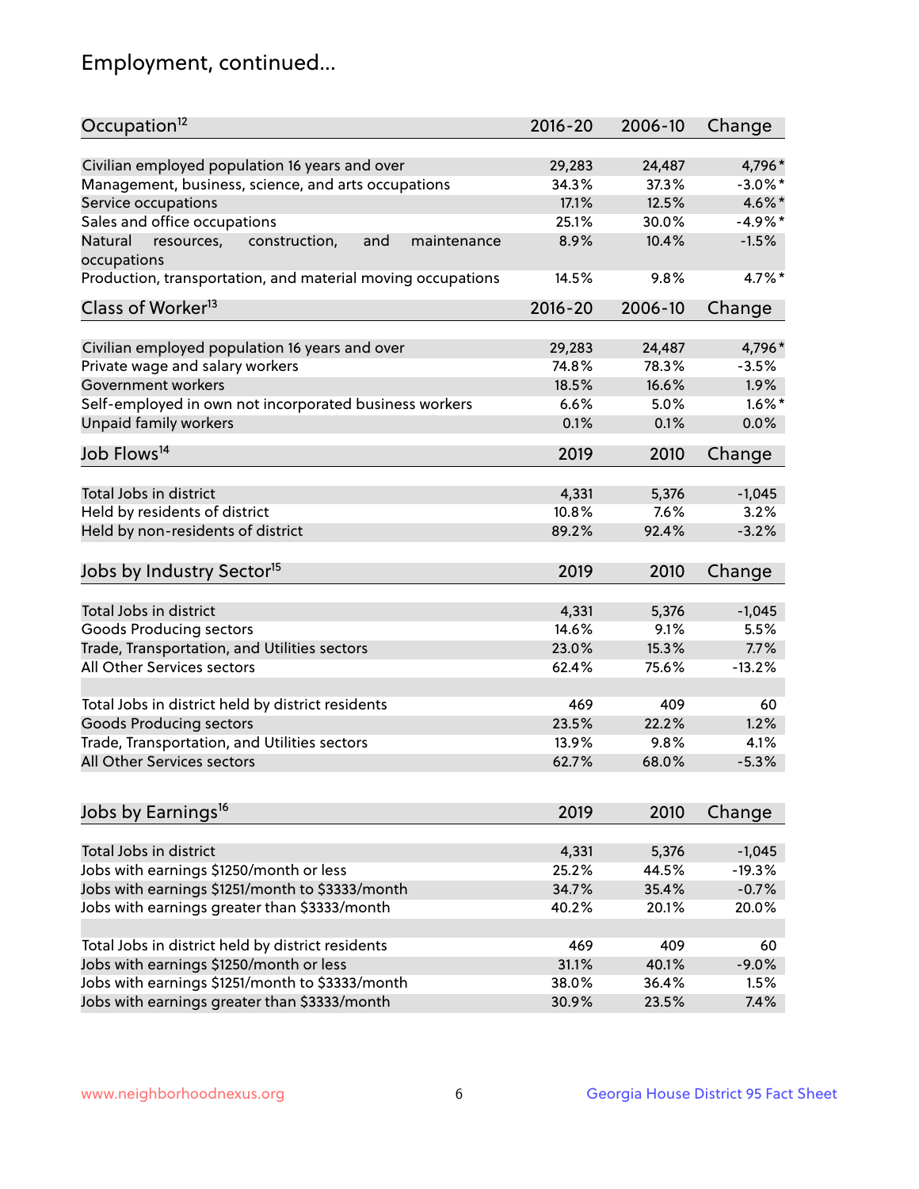## Employment, continued...

| Occupation[12] | 2016-20 | 2006-10 | Change |
|---|---|---|---|
| Civilian employed population 16 years and over | 29,283 | 24,487 | 4,796* |
| Management, business, science, and arts occupations | 34.3% | 37.3% | -3.0%* |
| Service occupations | 17.1% | 12.5% | 4.6%* |
| Sales and office occupations | 25.1% | 30.0% | -4.9%* |
| Natural resources, construction, and maintenance occupations | 8.9% | 10.4% | -1.5% |
| Production, transportation, and material moving occupations | 14.5% | 9.8% | 4.7%* |

| Class of Worker[13] | 2016-20 | 2006-10 | Change |
|---|---|---|---|
| Civilian employed population 16 years and over | 29,283 | 24,487 | 4,796* |
| Private wage and salary workers | 74.8% | 78.3% | -3.5% |
| Government workers | 18.5% | 16.6% | 1.9% |
| Self-employed in own not incorporated business workers | 6.6% | 5.0% | 1.6%* |
| Unpaid family workers | 0.1% | 0.1% | 0.0% |

| Job Flows[14] | 2019 | 2010 | Change |
|---|---|---|---|
| Total Jobs in district | 4,331 | 5,376 | -1,045 |
| Held by residents of district | 10.8% | 7.6% | 3.2% |
| Held by non-residents of district | 89.2% | 92.4% | -3.2% |

| Jobs by Industry Sector[15] | 2019 | 2010 | Change |
|---|---|---|---|
| Total Jobs in district | 4,331 | 5,376 | -1,045 |
| Goods Producing sectors | 14.6% | 9.1% | 5.5% |
| Trade, Transportation, and Utilities sectors | 23.0% | 15.3% | 7.7% |
| All Other Services sectors | 62.4% | 75.6% | -13.2% |
| | | | |
| Total Jobs in district held by district residents | 469 | 409 | 60 |
| Goods Producing sectors | 23.5% | 22.2% | 1.2% |
| Trade, Transportation, and Utilities sectors | 13.9% | 9.8% | 4.1% |
| All Other Services sectors | 62.7% | 68.0% | -5.3% |

| Jobs by Earnings[16] | 2019 | 2010 | Change |
|---|---|---|---|
| Total Jobs in district | 4,331 | 5,376 | -1,045 |
| Jobs with earnings $1250/month or less | 25.2% | 44.5% | -19.3% |
| Jobs with earnings $1251/month to $3333/month | 34.7% | 35.4% | -0.7% |
| Jobs with earnings greater than $3333/month | 40.2% | 20.1% | 20.0% |
| | | | |
| Total Jobs in district held by district residents | 469 | 409 | 60 |
| Jobs with earnings $1250/month or less | 31.1% | 40.1% | -9.0% |
| Jobs with earnings $1251/month to $3333/month | 38.0% | 36.4% | 1.5% |
| Jobs with earnings greater than $3333/month | 30.9% | 23.5% | 7.4% |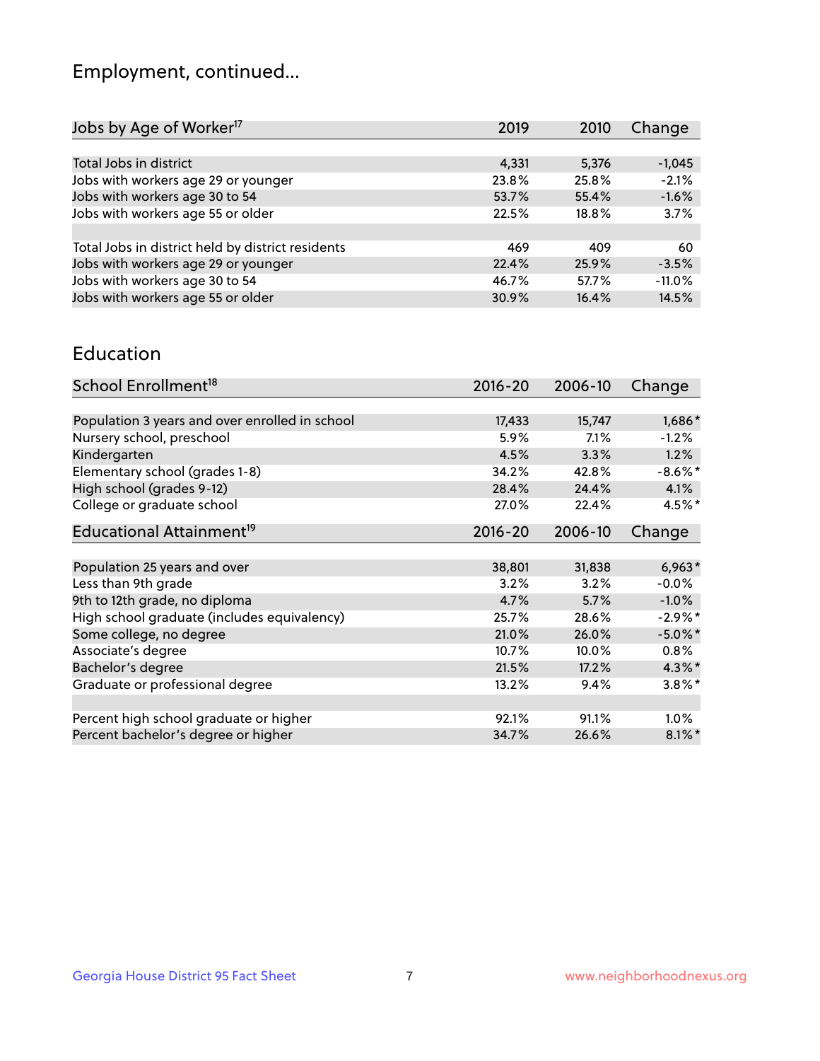# Employment, continued...

| Jobs by Age of Worker[17] | 2019 | 2010 | Change |
|---|---|---|---|
| Total Jobs in district | 4,331 | 5,376 | -1,045 |
| Jobs with workers age 29 or younger | 23.8% | 25.8% | -2.1% |
| Jobs with workers age 30 to 54 | 53.7% | 55.4% | -1.6% |
| Jobs with workers age 55 or older | 22.5% | 18.8% | 3.7% |
| | | | |
| Total Jobs in district held by district residents | 469 | 409 | 60 |
| Jobs with workers age 29 or younger | 22.4% | 25.9% | -3.5% |
| Jobs with workers age 30 to 54 | 46.7% | 57.7% | -11.0% |
| Jobs with workers age 55 or older | 30.9% | 16.4% | 14.5% |

## Education

| School Enrollment[18] | 2016-20 | 2006-10 | Change |
|---|---|---|---|
| Population 3 years and over enrolled in school | 17,433 | 15,747 | 1,686* |
| Nursery school, preschool | 5.9% | 7.1% | -1.2% |
| Kindergarten | 4.5% | 3.3% | 1.2% |
| Elementary school (grades 1-8) | 34.2% | 42.8% | -8.6%* |
| High school (grades 9-12) | 28.4% | 24.4% | 4.1% |
| College or graduate school | 27.0% | 22.4% | 4.5%* |

| Educational Attainment[19] | 2016-20 | 2006-10 | Change |
|---|---|---|---|
| Population 25 years and over | 38,801 | 31,838 | 6,963* |
| Less than 9th grade | 3.2% | 3.2% | -0.0% |
| 9th to 12th grade, no diploma | 4.7% | 5.7% | -1.0% |
| High school graduate (includes equivalency) | 25.7% | 28.6% | -2.9%* |
| Some college, no degree | 21.0% | 26.0% | -5.0%* |
| Associate's degree | 10.7% | 10.0% | 0.8% |
| Bachelor's degree | 21.5% | 17.2% | 4.3%* |
| Graduate or professional degree | 13.2% | 9.4% | 3.8%* |
| | | | |
| Percent high school graduate or higher | 92.1% | 91.1% | 1.0% |
| Percent bachelor's degree or higher | 34.7% | 26.6% | 8.1%* |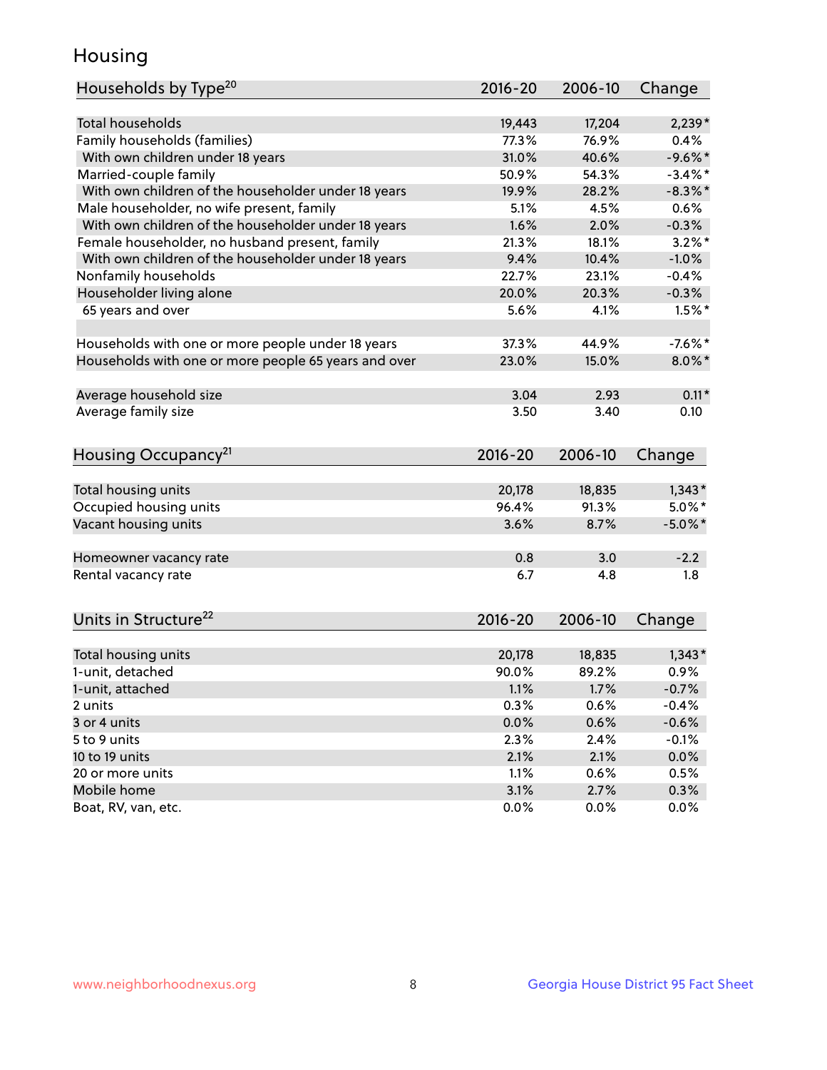## Housing

| Households by Type[20] | 2016-20 | 2006-10 | Change |
|---|---|---|---|
| Total households | 19,443 | 17,204 | 2,239* |
| Family households (families) | 77.3% | 76.9% | 0.4% |
| With own children under 18 years | 31.0% | 40.6% | -9.6%* |
| Married-couple family | 50.9% | 54.3% | -3.4%* |
| With own children of the householder under 18 years | 19.9% | 28.2% | -8.3%* |
| Male householder, no wife present, family | 5.1% | 4.5% | 0.6% |
| With own children of the householder under 18 years | 1.6% | 2.0% | -0.3% |
| Female householder, no husband present, family | 21.3% | 18.1% | 3.2%* |
| With own children of the householder under 18 years | 9.4% | 10.4% | -1.0% |
| Nonfamily households | 22.7% | 23.1% | -0.4% |
| Householder living alone | 20.0% | 20.3% | -0.3% |
| 65 years and over | 5.6% | 4.1% | 1.5%* |
| Households with one or more people under 18 years | 37.3% | 44.9% | -7.6%* |
| Households with one or more people 65 years and over | 23.0% | 15.0% | 8.0%* |
| Average household size | 3.04 | 2.93 | 0.11* |
| Average family size | 3.50 | 3.40 | 0.10 |

| Housing Occupancy[21] | 2016-20 | 2006-10 | Change |
|---|---|---|---|
| Total housing units | 20,178 | 18,835 | 1,343* |
| Occupied housing units | 96.4% | 91.3% | 5.0%* |
| Vacant housing units | 3.6% | 8.7% | -5.0%* |
| Homeowner vacancy rate | 0.8 | 3.0 | -2.2 |
| Rental vacancy rate | 6.7 | 4.8 | 1.8 |

| Units in Structure[22] | 2016-20 | 2006-10 | Change |
|---|---|---|---|
| Total housing units | 20,178 | 18,835 | 1,343* |
| 1-unit, detached | 90.0% | 89.2% | 0.9% |
| 1-unit, attached | 1.1% | 1.7% | -0.7% |
| 2 units | 0.3% | 0.6% | -0.4% |
| 3 or 4 units | 0.0% | 0.6% | -0.6% |
| 5 to 9 units | 2.3% | 2.4% | -0.1% |
| 10 to 19 units | 2.1% | 2.1% | 0.0% |
| 20 or more units | 1.1% | 0.6% | 0.5% |
| Mobile home | 3.1% | 2.7% | 0.3% |
| Boat, RV, van, etc. | 0.0% | 0.0% | 0.0% |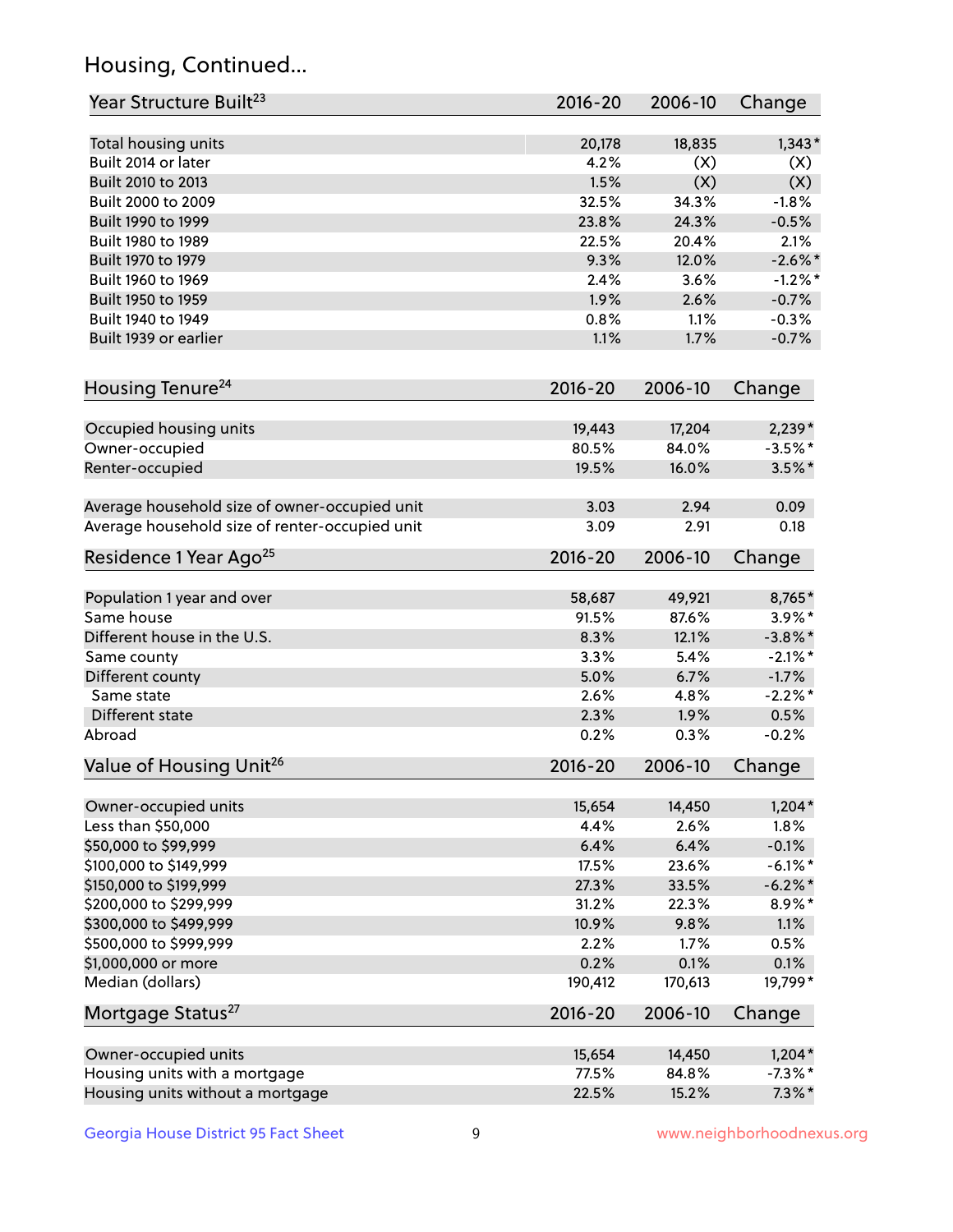## Housing, Continued...

| Year Structure Built[23] | 2016-20 | 2006-10 | Change |
|---|---|---|---|
| Total housing units | 20,178 | 18,835 | 1,343* |
| Built 2014 or later | 4.2% | (X) | (X) |
| Built 2010 to 2013 | 1.5% | (X) | (X) |
| Built 2000 to 2009 | 32.5% | 34.3% | -1.8% |
| Built 1990 to 1999 | 23.8% | 24.3% | -0.5% |
| Built 1980 to 1989 | 22.5% | 20.4% | 2.1% |
| Built 1970 to 1979 | 9.3% | 12.0% | -2.6%* |
| Built 1960 to 1969 | 2.4% | 3.6% | -1.2%* |
| Built 1950 to 1959 | 1.9% | 2.6% | -0.7% |
| Built 1940 to 1949 | 0.8% | 1.1% | -0.3% |
| Built 1939 or earlier | 1.1% | 1.7% | -0.7% |

| Housing Tenure[24] | 2016-20 | 2006-10 | Change |
|---|---|---|---|
| Occupied housing units | 19,443 | 17,204 | 2,239* |
| Owner-occupied | 80.5% | 84.0% | -3.5%* |
| Renter-occupied | 19.5% | 16.0% | 3.5%* |
| Average household size of owner-occupied unit | 3.03 | 2.94 | 0.09 |
| Average household size of renter-occupied unit | 3.09 | 2.91 | 0.18 |

| Residence 1 Year Ago[25] | 2016-20 | 2006-10 | Change |
|---|---|---|---|
| Population 1 year and over | 58,687 | 49,921 | 8,765* |
| Same house | 91.5% | 87.6% | 3.9%* |
| Different house in the U.S. | 8.3% | 12.1% | -3.8%* |
| Same county | 3.3% | 5.4% | -2.1%* |
| Different county | 5.0% | 6.7% | -1.7% |
| Same state | 2.6% | 4.8% | -2.2%* |
| Different state | 2.3% | 1.9% | 0.5% |
| Abroad | 0.2% | 0.3% | -0.2% |

| Value of Housing Unit[26] | 2016-20 | 2006-10 | Change |
|---|---|---|---|
| Owner-occupied units | 15,654 | 14,450 | 1,204* |
| Less than $50,000 | 4.4% | 2.6% | 1.8% |
| $50,000 to $99,999 | 6.4% | 6.4% | -0.1% |
| $100,000 to $149,999 | 17.5% | 23.6% | -6.1%* |
| $150,000 to $199,999 | 27.3% | 33.5% | -6.2%* |
| $200,000 to $299,999 | 31.2% | 22.3% | 8.9%* |
| $300,000 to $499,999 | 10.9% | 9.8% | 1.1% |
| $500,000 to $999,999 | 2.2% | 1.7% | 0.5% |
| $1,000,000 or more | 0.2% | 0.1% | 0.1% |
| Median (dollars) | 190,412 | 170,613 | 19,799* |

| Mortgage Status[27] | 2016-20 | 2006-10 | Change |
|---|---|---|---|
| Owner-occupied units | 15,654 | 14,450 | 1,204* |
| Housing units with a mortgage | 77.5% | 84.8% | -7.3%* |
| Housing units without a mortgage | 22.5% | 15.2% | 7.3%* |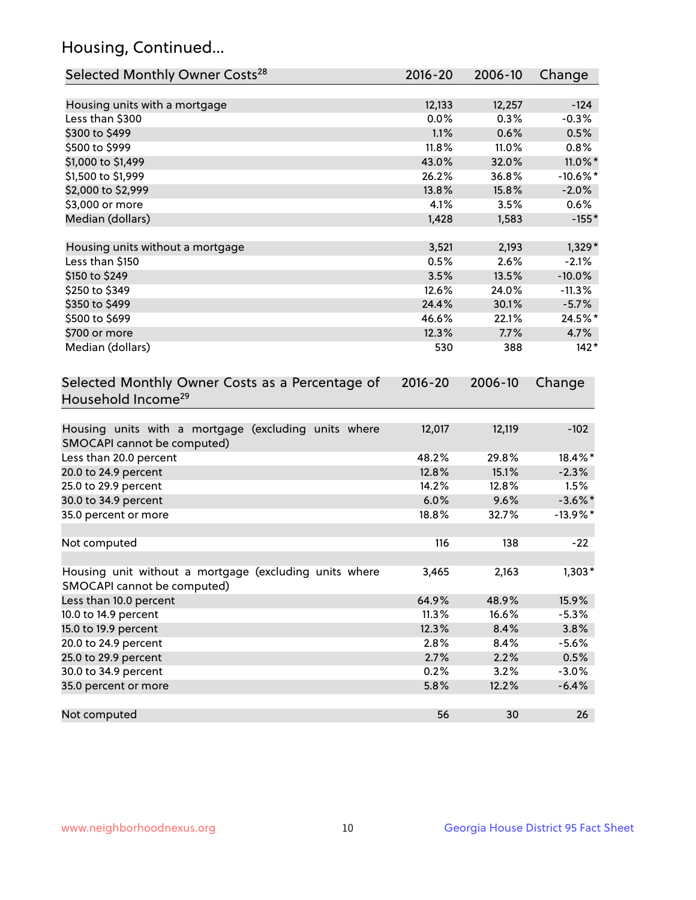## Housing, Continued...

| Selected Monthly Owner Costs[28] | 2016-20 | 2006-10 | Change |
|---|---|---|---|
| Housing units with a mortgage | 12,133 | 12,257 | -124 |
| Less than $300 | 0.0% | 0.3% | -0.3% |
| $300 to $499 | 1.1% | 0.6% | 0.5% |
| $500 to $999 | 11.8% | 11.0% | 0.8% |
| $1,000 to $1,499 | 43.0% | 32.0% | 11.0%* |
| $1,500 to $1,999 | 26.2% | 36.8% | -10.6%* |
| $2,000 to $2,999 | 13.8% | 15.8% | -2.0% |
| $3,000 or more | 4.1% | 3.5% | 0.6% |
| Median (dollars) | 1,428 | 1,583 | -155* |
| Housing units without a mortgage | 3,521 | 2,193 | 1,329* |
| Less than $150 | 0.5% | 2.6% | -2.1% |
| $150 to $249 | 3.5% | 13.5% | -10.0% |
| $250 to $349 | 12.6% | 24.0% | -11.3% |
| $350 to $499 | 24.4% | 30.1% | -5.7% |
| $500 to $699 | 46.6% | 22.1% | 24.5%* |
| $700 or more | 12.3% | 7.7% | 4.7% |
| Median (dollars) | 530 | 388 | 142* |

| Selected Monthly Owner Costs as a Percentage of Household Income[29] | 2016-20 | 2006-10 | Change |
|---|---|---|---|
| Housing units with a mortgage (excluding units where SMOCAPI cannot be computed) | 12,017 | 12,119 | -102 |
| Less than 20.0 percent | 48.2% | 29.8% | 18.4%* |
| 20.0 to 24.9 percent | 12.8% | 15.1% | -2.3% |
| 25.0 to 29.9 percent | 14.2% | 12.8% | 1.5% |
| 30.0 to 34.9 percent | 6.0% | 9.6% | -3.6%* |
| 35.0 percent or more | 18.8% | 32.7% | -13.9%* |
| Not computed | 116 | 138 | -22 |
| Housing unit without a mortgage (excluding units where SMOCAPI cannot be computed) | 3,465 | 2,163 | 1,303* |
| Less than 10.0 percent | 64.9% | 48.9% | 15.9% |
| 10.0 to 14.9 percent | 11.3% | 16.6% | -5.3% |
| 15.0 to 19.9 percent | 12.3% | 8.4% | 3.8% |
| 20.0 to 24.9 percent | 2.8% | 8.4% | -5.6% |
| 25.0 to 29.9 percent | 2.7% | 2.2% | 0.5% |
| 30.0 to 34.9 percent | 0.2% | 3.2% | -3.0% |
| 35.0 percent or more | 5.8% | 12.2% | -6.4% |
| Not computed | 56 | 30 | 26 |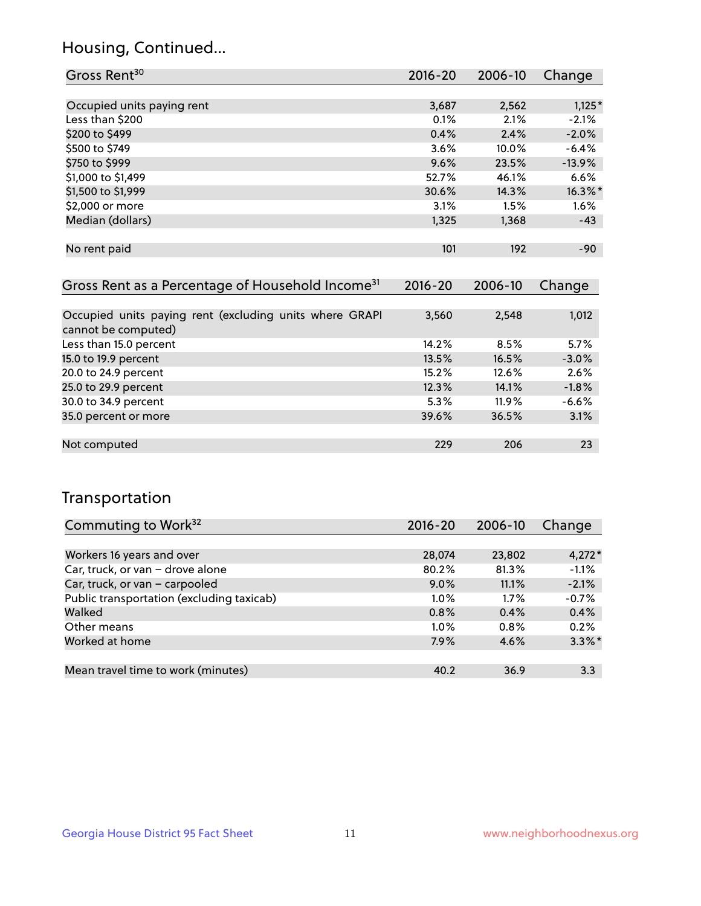## Housing, Continued...

| Gross Rent[30] | 2016-20 | 2006-10 | Change |
|---|---|---|---|
| Occupied units paying rent | 3,687 | 2,562 | 1,125* |
| Less than $200 | 0.1% | 2.1% | -2.1% |
| $200 to $499 | 0.4% | 2.4% | -2.0% |
| $500 to $749 | 3.6% | 10.0% | -6.4% |
| $750 to $999 | 9.6% | 23.5% | -13.9% |
| $1,000 to $1,499 | 52.7% | 46.1% | 6.6% |
| $1,500 to $1,999 | 30.6% | 14.3% | 16.3%* |
| $2,000 or more | 3.1% | 1.5% | 1.6% |
| Median (dollars) | 1,325 | 1,368 | -43 |
| No rent paid | 101 | 192 | -90 |

| Gross Rent as a Percentage of Household Income[31] | 2016-20 | 2006-10 | Change |
|---|---|---|---|
| Occupied units paying rent (excluding units where GRAPI cannot be computed) | 3,560 | 2,548 | 1,012 |
| Less than 15.0 percent | 14.2% | 8.5% | 5.7% |
| 15.0 to 19.9 percent | 13.5% | 16.5% | -3.0% |
| 20.0 to 24.9 percent | 15.2% | 12.6% | 2.6% |
| 25.0 to 29.9 percent | 12.3% | 14.1% | -1.8% |
| 30.0 to 34.9 percent | 5.3% | 11.9% | -6.6% |
| 35.0 percent or more | 39.6% | 36.5% | 3.1% |
| Not computed | 229 | 206 | 23 |

## Transportation

| Commuting to Work[32] | 2016-20 | 2006-10 | Change |
|---|---|---|---|
| Workers 16 years and over | 28,074 | 23,802 | 4,272* |
| Car, truck, or van – drove alone | 80.2% | 81.3% | -1.1% |
| Car, truck, or van – carpooled | 9.0% | 11.1% | -2.1% |
| Public transportation (excluding taxicab) | 1.0% | 1.7% | -0.7% |
| Walked | 0.8% | 0.4% | 0.4% |
| Other means | 1.0% | 0.8% | 0.2% |
| Worked at home | 7.9% | 4.6% | 3.3%* |
| Mean travel time to work (minutes) | 40.2 | 36.9 | 3.3 |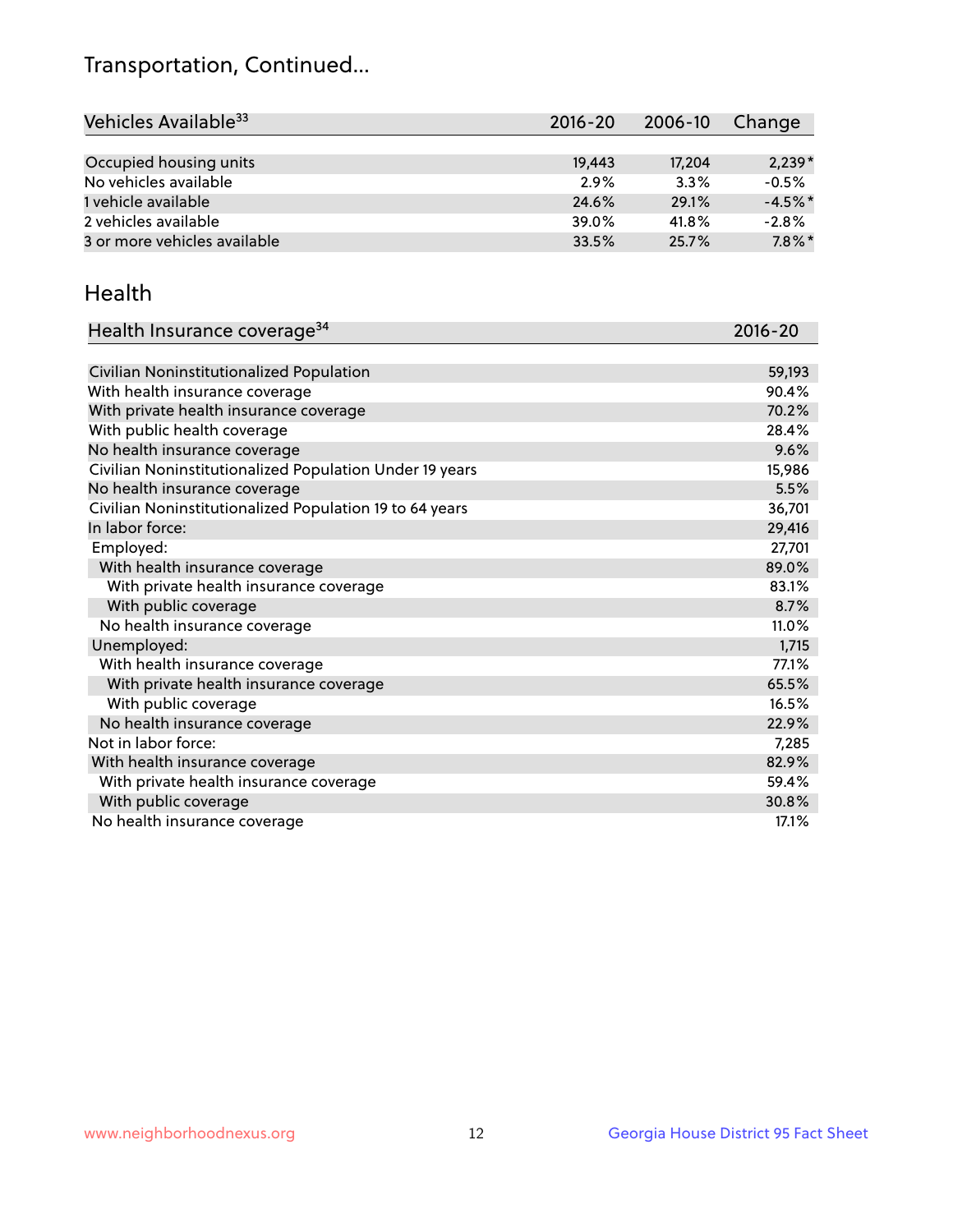# Transportation, Continued...

| Vehicles Available[33] | 2016-20 | 2006-10 | Change |
|---|---|---|---|
| Occupied housing units | 19,443 | 17,204 | 2,239* |
| No vehicles available | 2.9% | 3.3% | -0.5% |
| 1 vehicle available | 24.6% | 29.1% | -4.5%* |
| 2 vehicles available | 39.0% | 41.8% | -2.8% |
| 3 or more vehicles available | 33.5% | 25.7% | 7.8%* |

## Health

| Health Insurance coverage[34] | 2016-20 |
|---|---|
| Civilian Noninstitutionalized Population | 59,193 |
| With health insurance coverage | 90.4% |
| With private health insurance coverage | 70.2% |
| With public health coverage | 28.4% |
| No health insurance coverage | 9.6% |
| Civilian Noninstitutionalized Population Under 19 years | 15,986 |
| No health insurance coverage | 5.5% |
| Civilian Noninstitutionalized Population 19 to 64 years | 36,701 |
| In labor force: | 29,416 |
| Employed: | 27,701 |
| With health insurance coverage | 89.0% |
| With private health insurance coverage | 83.1% |
| With public coverage | 8.7% |
| No health insurance coverage | 11.0% |
| Unemployed: | 1,715 |
| With health insurance coverage | 77.1% |
| With private health insurance coverage | 65.5% |
| With public coverage | 16.5% |
| No health insurance coverage | 22.9% |
| Not in labor force: | 7,285 |
| With health insurance coverage | 82.9% |
| With private health insurance coverage | 59.4% |
| With public coverage | 30.8% |
| No health insurance coverage | 17.1% |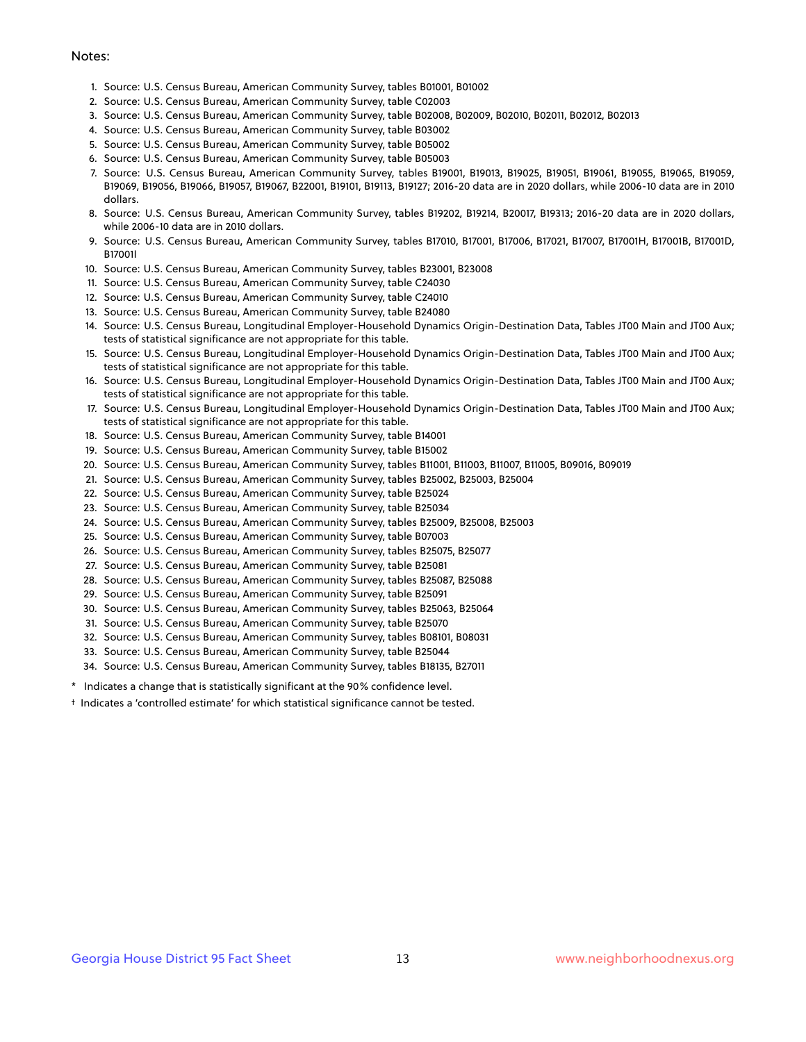Notes:

1. Source: U.S. Census Bureau, American Community Survey, tables B01001, B01002
2. Source: U.S. Census Bureau, American Community Survey, table C02003
3. Source: U.S. Census Bureau, American Community Survey, table B02008, B02009, B02010, B02011, B02012, B02013
4. Source: U.S. Census Bureau, American Community Survey, table B03002
5. Source: U.S. Census Bureau, American Community Survey, table B05002
6. Source: U.S. Census Bureau, American Community Survey, table B05003
7. Source: U.S. Census Bureau, American Community Survey, tables B19001, B19013, B19025, B19051, B19061, B19055, B19065, B19059, B19069, B19056, B19066, B19057, B19067, B22001, B19101, B19113, B19127; 2016-20 data are in 2020 dollars, while 2006-10 data are in 2010 dollars.
8. Source: U.S. Census Bureau, American Community Survey, tables B19202, B19214, B20017, B19313; 2016-20 data are in 2020 dollars, while 2006-10 data are in 2010 dollars.
9. Source: U.S. Census Bureau, American Community Survey, tables B17010, B17001, B17006, B17021, B17007, B17001H, B17001B, B17001D, B17001I
10. Source: U.S. Census Bureau, American Community Survey, tables B23001, B23008
11. Source: U.S. Census Bureau, American Community Survey, table C24030
12. Source: U.S. Census Bureau, American Community Survey, table C24010
13. Source: U.S. Census Bureau, American Community Survey, table B24080
14. Source: U.S. Census Bureau, Longitudinal Employer-Household Dynamics Origin-Destination Data, Tables JT00 Main and JT00 Aux; tests of statistical significance are not appropriate for this table.
15. Source: U.S. Census Bureau, Longitudinal Employer-Household Dynamics Origin-Destination Data, Tables JT00 Main and JT00 Aux; tests of statistical significance are not appropriate for this table.
16. Source: U.S. Census Bureau, Longitudinal Employer-Household Dynamics Origin-Destination Data, Tables JT00 Main and JT00 Aux; tests of statistical significance are not appropriate for this table.
17. Source: U.S. Census Bureau, Longitudinal Employer-Household Dynamics Origin-Destination Data, Tables JT00 Main and JT00 Aux; tests of statistical significance are not appropriate for this table.
18. Source: U.S. Census Bureau, American Community Survey, table B14001
19. Source: U.S. Census Bureau, American Community Survey, table B15002
20. Source: U.S. Census Bureau, American Community Survey, tables B11001, B11003, B11007, B11005, B09016, B09019
21. Source: U.S. Census Bureau, American Community Survey, tables B25002, B25003, B25004
22. Source: U.S. Census Bureau, American Community Survey, table B25024
23. Source: U.S. Census Bureau, American Community Survey, table B25034
24. Source: U.S. Census Bureau, American Community Survey, tables B25009, B25008, B25003
25. Source: U.S. Census Bureau, American Community Survey, table B07003
26. Source: U.S. Census Bureau, American Community Survey, tables B25075, B25077
27. Source: U.S. Census Bureau, American Community Survey, table B25081
28. Source: U.S. Census Bureau, American Community Survey, tables B25087, B25088
29. Source: U.S. Census Bureau, American Community Survey, table B25091
30. Source: U.S. Census Bureau, American Community Survey, tables B25063, B25064
31. Source: U.S. Census Bureau, American Community Survey, table B25070
32. Source: U.S. Census Bureau, American Community Survey, tables B08101, B08031
33. Source: U.S. Census Bureau, American Community Survey, table B25044
34. Source: U.S. Census Bureau, American Community Survey, tables B18135, B27011

\* Indicates a change that is statistically significant at the 90% confidence level.

† Indicates a 'controlled estimate' for which statistical significance cannot be tested.